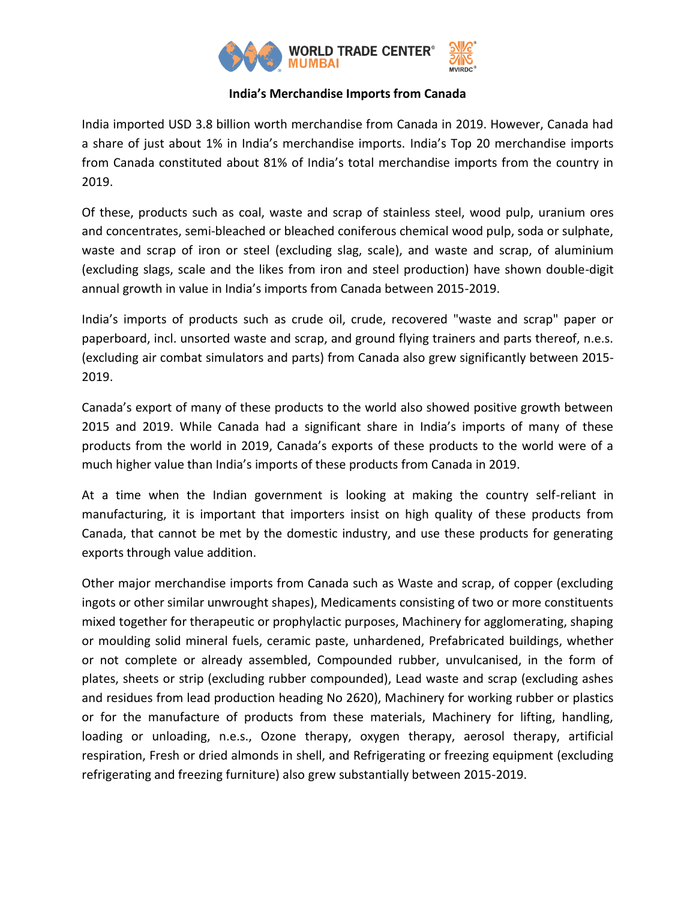**India's Merchandise Imports from Canada**

India imported USD 3.8 billion worth merchandise from Canada in 2019. However, Canada had a share of just about 1% in India's merchandise imports. India's Top 20 merchandise imports from Canada constituted about 81% of India's total merchandise imports from the country in 2019.

Of these, products such as coal, waste and scrap of stainless steel, wood pulp, uranium ores and concentrates, semi-bleached or bleached coniferous chemical wood pulp, soda or sulphate, waste and scrap of iron or steel (excluding slag, scale), and waste and scrap, of aluminium (excluding slags, scale and the likes from iron and steel production) have shown double-digit annual growth in value in India's imports from Canada between 2015-2019.

India's imports of products such as crude oil, crude, recovered "waste and scrap" paper or paperboard, incl. unsorted waste and scrap, and ground flying trainers and parts thereof, n.e.s. (excluding air combat simulators and parts) from Canada also grew significantly between 2015-2019.

Canada's export of many of these products to the world also showed positive growth between 2015 and 2019. While Canada had a significant share in India's imports of many of these products from the world in 2019, Canada's exports of these products to the world were of a much higher value than India's imports of these products from Canada in 2019.

At a time when the Indian government is looking at making the country self-reliant in manufacturing, it is important that importers insist on high quality of these products from Canada, that cannot be met by the domestic industry, and use these products for generating exports through value addition.

Other major merchandise imports from Canada such as Waste and scrap, of copper (excluding ingots or other similar unwrought shapes), Medicaments consisting of two or more constituents mixed together for therapeutic or prophylactic purposes, Machinery for agglomerating, shaping or moulding solid mineral fuels, ceramic paste, unhardened, Prefabricated buildings, whether or not complete or already assembled, Compounded rubber, unvulcanised, in the form of plates, sheets or strip (excluding rubber compounded), Lead waste and scrap (excluding ashes and residues from lead production heading No 2620), Machinery for working rubber or plastics or for the manufacture of products from these materials, Machinery for lifting, handling, loading or unloading, n.e.s., Ozone therapy, oxygen therapy, aerosol therapy, artificial respiration, Fresh or dried almonds in shell, and Refrigerating or freezing equipment (excluding refrigerating and freezing furniture) also grew substantially between 2015-2019.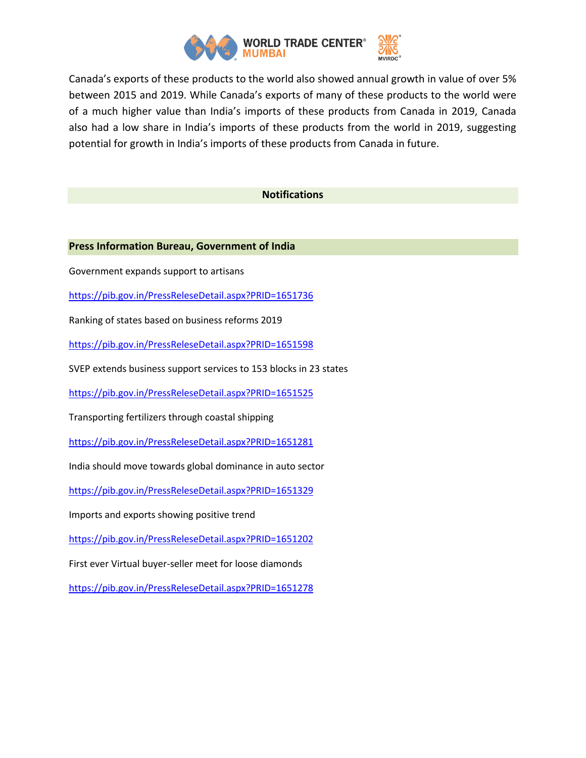Canada's exports of these products to the world also showed annual growth in value of over 5% between 2015 and 2019. While Canada's exports of many of these products to the world were of a much higher value than India's imports of these products from Canada in 2019, Canada also had a low share in India's imports of these products from the world in 2019, suggesting potential for growth in India's imports of these products from Canada in future.

## Notifications

### Press Information Bureau, Government of India

Government expands support to artisans

https://pib.gov.in/PressReleseDetail.aspx?PRID=1651736

Ranking of states based on business reforms 2019

https://pib.gov.in/PressReleseDetail.aspx?PRID=1651598

SVEP extends business support services to 153 blocks in 23 states

https://pib.gov.in/PressReleseDetail.aspx?PRID=1651525

Transporting fertilizers through coastal shipping

https://pib.gov.in/PressReleseDetail.aspx?PRID=1651281

India should move towards global dominance in auto sector

https://pib.gov.in/PressReleseDetail.aspx?PRID=1651329

Imports and exports showing positive trend

https://pib.gov.in/PressReleseDetail.aspx?PRID=1651202

First ever Virtual buyer-seller meet for loose diamonds

https://pib.gov.in/PressReleseDetail.aspx?PRID=1651278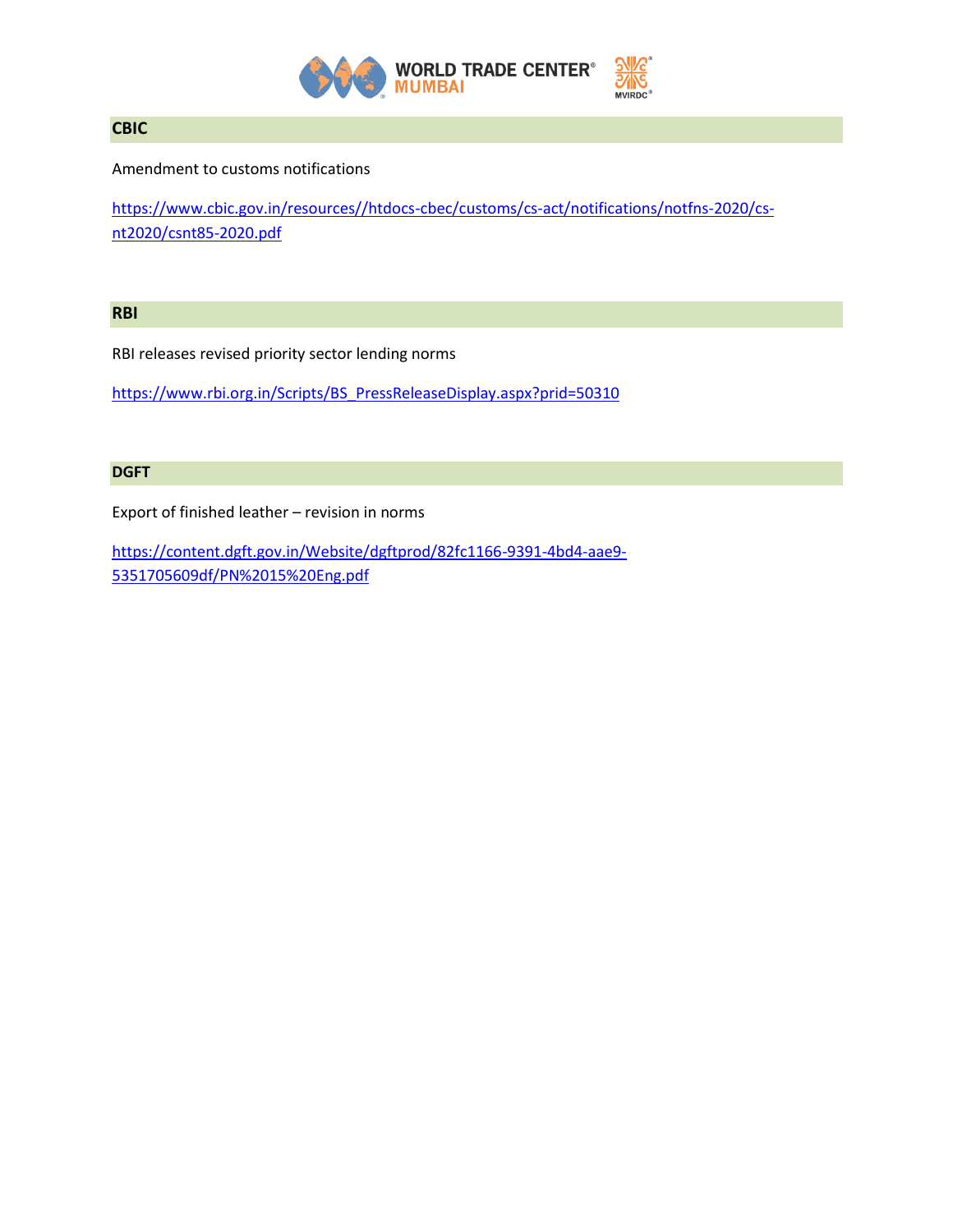## CBIC

Amendment to customs notifications

https://www.cbic.gov.in/resources//htdocs-cbec/customs/cs-act/notifications/notfns-2020/cs-nt2020/csnt85-2020.pdf

## RBI

RBI releases revised priority sector lending norms

https://www.rbi.org.in/Scripts/BS_PressReleaseDisplay.aspx?prid=50310

## DGFT

Export of finished leather – revision in norms

https://content.dgft.gov.in/Website/dgftprod/82fc1166-9391-4bd4-aae9-5351705609df/PN%2015%20Eng.pdf